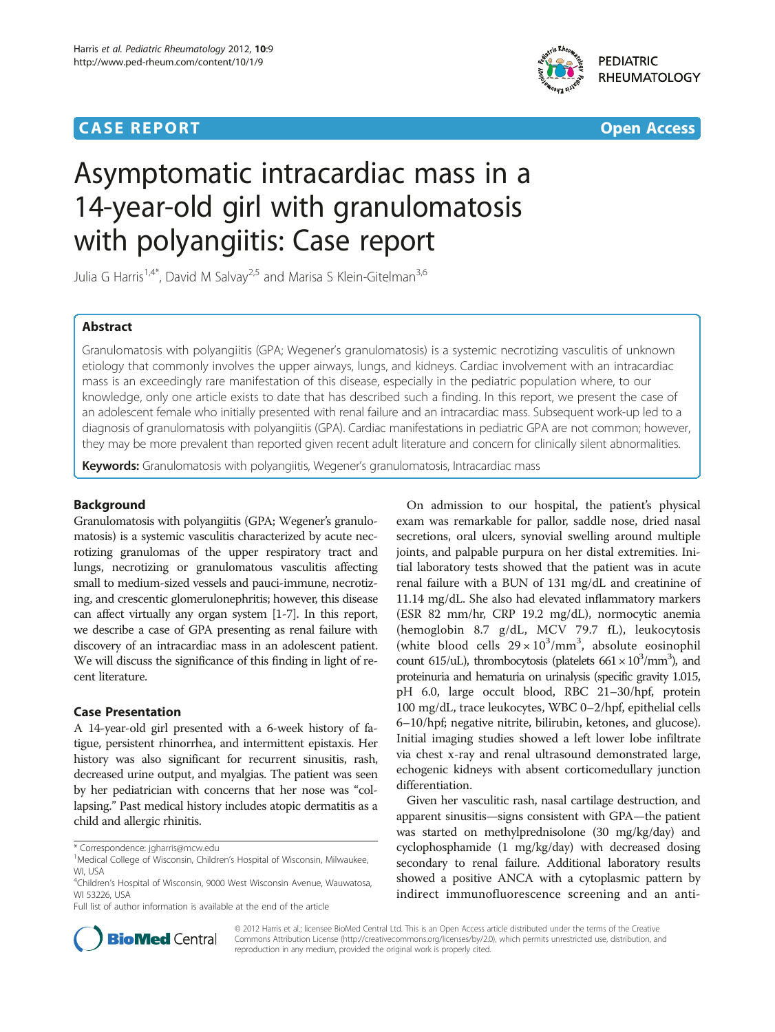CASE REPORT Open Access

# Asymptomatic intracardiac mass in a 14-year-old girl with granulomatosis with polyangiitis: Case report

Julia G Harris[1,4*], David M Salvay[2,5] and Marisa S Klein-Gitelman[3,6]

## Abstract

Granulomatosis with polyangiitis (GPA; Wegener's granulomatosis) is a systemic necrotizing vasculitis of unknown etiology that commonly involves the upper airways, lungs, and kidneys. Cardiac involvement with an intracardiac mass is an exceedingly rare manifestation of this disease, especially in the pediatric population where, to our knowledge, only one article exists to date that has described such a finding. In this report, we present the case of an adolescent female who initially presented with renal failure and an intracardiac mass. Subsequent work-up led to a diagnosis of granulomatosis with polyangiitis (GPA). Cardiac manifestations in pediatric GPA are not common; however, they may be more prevalent than reported given recent adult literature and concern for clinically silent abnormalities.

**Keywords:** Granulomatosis with polyangiitis, Wegener's granulomatosis, Intracardiac mass

## Background

Granulomatosis with polyangiitis (GPA; Wegener's granulomatosis) is a systemic vasculitis characterized by acute necrotizing granulomas of the upper respiratory tract and lungs, necrotizing or granulomatous vasculitis affecting small to medium-sized vessels and pauci-immune, necrotizing, and crescentic glomerulonephritis; however, this disease can affect virtually any organ system [1-7]. In this report, we describe a case of GPA presenting as renal failure with discovery of an intracardiac mass in an adolescent patient. We will discuss the significance of this finding in light of recent literature.

## Case Presentation

A 14-year-old girl presented with a 6-week history of fatigue, persistent rhinorrhea, and intermittent epistaxis. Her history was also significant for recurrent sinusitis, rash, decreased urine output, and myalgias. The patient was seen by her pediatrician with concerns that her nose was "collapsing." Past medical history includes atopic dermatitis as a child and allergic rhinitis.

On admission to our hospital, the patient's physical exam was remarkable for pallor, saddle nose, dried nasal secretions, oral ulcers, synovial swelling around multiple joints, and palpable purpura on her distal extremities. Initial laboratory tests showed that the patient was in acute renal failure with a BUN of 131 mg/dL and creatinine of 11.14 mg/dL. She also had elevated inflammatory markers (ESR 82 mm/hr, CRP 19.2 mg/dL), normocytic anemia (hemoglobin 8.7 g/dL, MCV 79.7 fL), leukocytosis (white blood cells $29 \times 10^3/\text{mm}^3$, absolute eosinophil count 615/uL), thrombocytosis (platelets $661 \times 10^3/\text{mm}^3$), and proteinuria and hematuria on urinalysis (specific gravity 1.015, pH 6.0, large occult blood, RBC 21–30/hpf, protein 100 mg/dL, trace leukocytes, WBC 0–2/hpf, epithelial cells 6–10/hpf; negative nitrite, bilirubin, ketones, and glucose). Initial imaging studies showed a left lower lobe infiltrate via chest x-ray and renal ultrasound demonstrated large, echogenic kidneys with absent corticomedullary junction differentiation.

Given her vasculitic rash, nasal cartilage destruction, and apparent sinusitis—signs consistent with GPA—the patient was started on methylprednisolone (30 mg/kg/day) and cyclophosphamide (1 mg/kg/day) with decreased dosing secondary to renal failure. Additional laboratory results showed a positive ANCA with a cytoplasmic pattern by indirect immunofluorescence screening and an anti-

\* Correspondence: jgharris@mcw.edu
[1]Medical College of Wisconsin, Children's Hospital of Wisconsin, Milwaukee, WI, USA
[4]Children's Hospital of Wisconsin, 9000 West Wisconsin Avenue, Wauwatosa, WI 53226, USA
Full list of author information is available at the end of the article

© 2012 Harris et al.; licensee BioMed Central Ltd. This is an Open Access article distributed under the terms of the Creative Commons Attribution License (http://creativecommons.org/licenses/by/2.0), which permits unrestricted use, distribution, and reproduction in any medium, provided the original work is properly cited.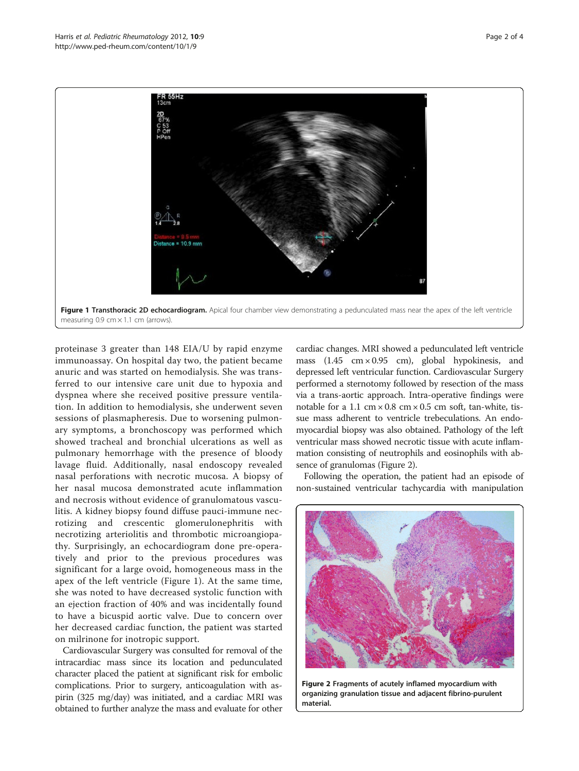Figure 1 Transthoracic 2D echocardiogram. Apical four chamber view demonstrating a pedunculated mass near the apex of the left ventricle measuring 0.9 cm × 1.1 cm (arrows).

proteinase 3 greater than 148 EIA/U by rapid enzyme immunoassay. On hospital day two, the patient became anuric and was started on hemodialysis. She was transferred to our intensive care unit due to hypoxia and dyspnea where she received positive pressure ventilation. In addition to hemodialysis, she underwent seven sessions of plasmapheresis. Due to worsening pulmonary symptoms, a bronchoscopy was performed which showed tracheal and bronchial ulcerations as well as pulmonary hemorrhage with the presence of bloody lavage fluid. Additionally, nasal endoscopy revealed nasal perforations with necrotic mucosa. A biopsy of her nasal mucosa demonstrated acute inflammation and necrosis without evidence of granulomatous vasculitis. A kidney biopsy found diffuse pauci-immune necrotizing and crescentic glomerulonephritis with necrotizing arteriolitis and thrombotic microangiopathy. Surprisingly, an echocardiogram done pre-operatively and prior to the previous procedures was significant for a large ovoid, homogeneous mass in the apex of the left ventricle (Figure 1). At the same time, she was noted to have decreased systolic function with an ejection fraction of 40% and was incidentally found to have a bicuspid aortic valve. Due to concern over her decreased cardiac function, the patient was started on milrinone for inotropic support.

Cardiovascular Surgery was consulted for removal of the intracardiac mass since its location and pedunculated character placed the patient at significant risk for embolic complications. Prior to surgery, anticoagulation with aspirin (325 mg/day) was initiated, and a cardiac MRI was obtained to further analyze the mass and evaluate for other cardiac changes. MRI showed a pedunculated left ventricle mass (1.45 cm × 0.95 cm), global hypokinesis, and depressed left ventricular function. Cardiovascular Surgery performed a sternotomy followed by resection of the mass via a trans-aortic approach. Intra-operative findings were notable for a 1.1 cm × 0.8 cm × 0.5 cm soft, tan-white, tissue mass adherent to ventricle trebeculations. An endomyocardial biopsy was also obtained. Pathology of the left ventricular mass showed necrotic tissue with acute inflammation consisting of neutrophils and eosinophils with absence of granulomas (Figure 2).

Following the operation, the patient had an episode of non-sustained ventricular tachycardia with manipulation

Figure 2 Fragments of acutely inflamed myocardium with organizing granulation tissue and adjacent fibrino-purulent material.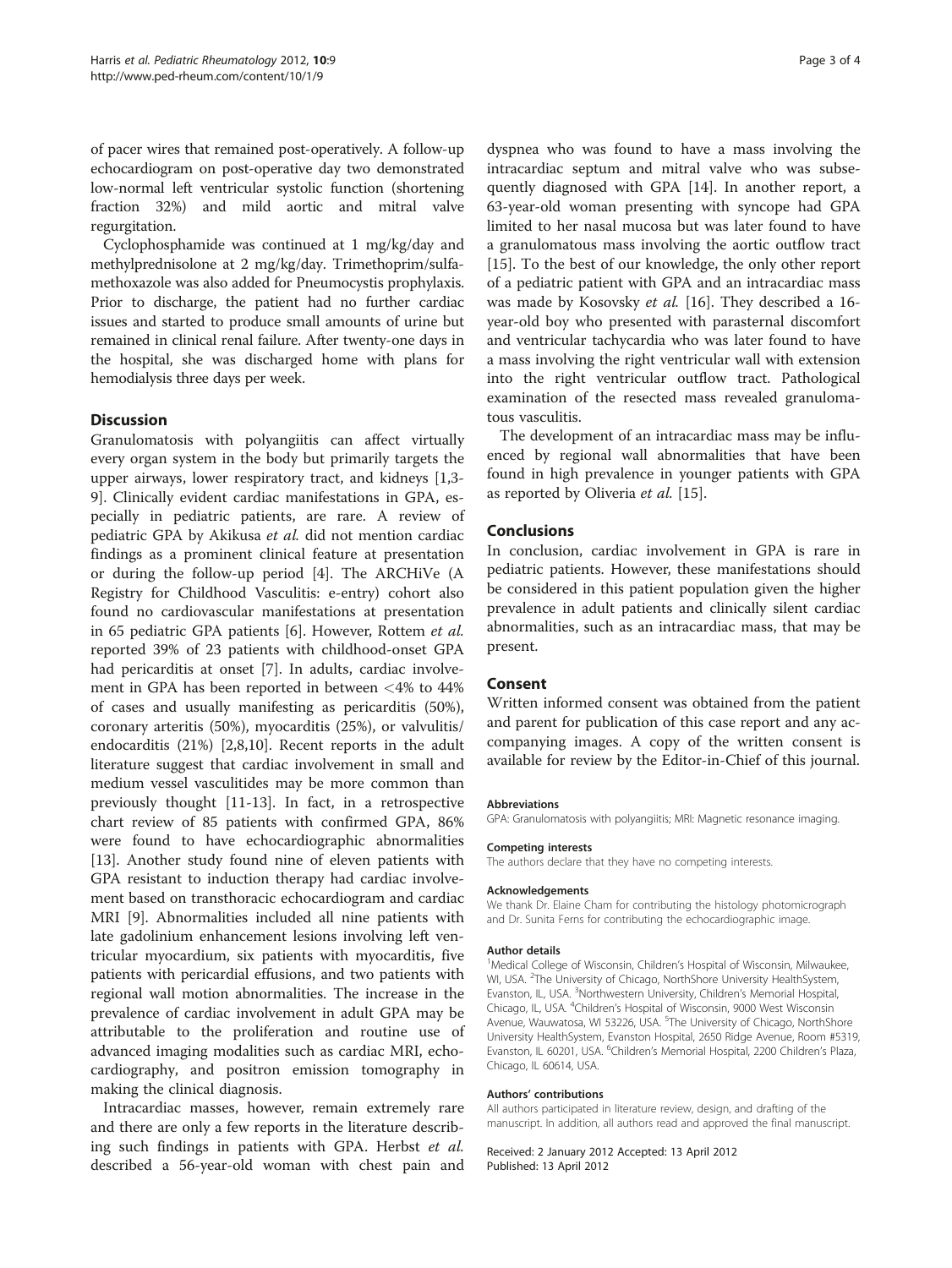of pacer wires that remained post-operatively. A follow-up echocardiogram on post-operative day two demonstrated low-normal left ventricular systolic function (shortening fraction 32%) and mild aortic and mitral valve regurgitation.

Cyclophosphamide was continued at 1 mg/kg/day and methylprednisolone at 2 mg/kg/day. Trimethoprim/sulfamethoxazole was also added for Pneumocystis prophylaxis. Prior to discharge, the patient had no further cardiac issues and started to produce small amounts of urine but remained in clinical renal failure. After twenty-one days in the hospital, she was discharged home with plans for hemodialysis three days per week.

## Discussion

Granulomatosis with polyangiitis can affect virtually every organ system in the body but primarily targets the upper airways, lower respiratory tract, and kidneys [1,3-9]. Clinically evident cardiac manifestations in GPA, especially in pediatric patients, are rare. A review of pediatric GPA by Akikusa *et al.* did not mention cardiac findings as a prominent clinical feature at presentation or during the follow-up period [4]. The ARChiVe (A Registry for Childhood Vasculitis: e-entry) cohort also found no cardiovascular manifestations at presentation in 65 pediatric GPA patients [6]. However, Rottem *et al.* reported 39% of 23 patients with childhood-onset GPA had pericarditis at onset [7]. In adults, cardiac involvement in GPA has been reported in between <4% to 44% of cases and usually manifesting as pericarditis (50%), coronary arteritis (50%), myocarditis (25%), or valvulitis/endocarditis (21%) [2,8,10]. Recent reports in the adult literature suggest that cardiac involvement in small and medium vessel vasculitides may be more common than previously thought [11-13]. In fact, in a retrospective chart review of 85 patients with confirmed GPA, 86% were found to have echocardiographic abnormalities [13]. Another study found nine of eleven patients with GPA resistant to induction therapy had cardiac involvement based on transthoracic echocardiogram and cardiac MRI [9]. Abnormalities included all nine patients with late gadolinium enhancement lesions involving left ventricular myocardium, six patients with myocarditis, five patients with pericardial effusions, and two patients with regional wall motion abnormalities. The increase in the prevalence of cardiac involvement in adult GPA may be attributable to the proliferation and routine use of advanced imaging modalities such as cardiac MRI, echocardiography, and positron emission tomography in making the clinical diagnosis.

Intracardiac masses, however, remain extremely rare and there are only a few reports in the literature describing such findings in patients with GPA. Herbst *et al.* described a 56-year-old woman with chest pain and dyspnea who was found to have a mass involving the intracardiac septum and mitral valve who was subsequently diagnosed with GPA [14]. In another report, a 63-year-old woman presenting with syncope had GPA limited to her nasal mucosa but was later found to have a granulomatous mass involving the aortic outflow tract [15]. To the best of our knowledge, the only other report of a pediatric patient with GPA and an intracardiac mass was made by Kosovsky *et al.* [16]. They described a 16-year-old boy who presented with parasternal discomfort and ventricular tachycardia who was later found to have a mass involving the right ventricular wall with extension into the right ventricular outflow tract. Pathological examination of the resected mass revealed granulomatous vasculitis.

The development of an intracardiac mass may be influenced by regional wall abnormalities that have been found in high prevalence in younger patients with GPA as reported by Oliveria *et al.* [15].

## Conclusions

In conclusion, cardiac involvement in GPA is rare in pediatric patients. However, these manifestations should be considered in this patient population given the higher prevalence in adult patients and clinically silent cardiac abnormalities, such as an intracardiac mass, that may be present.

## Consent

Written informed consent was obtained from the patient and parent for publication of this case report and any accompanying images. A copy of the written consent is available for review by the Editor-in-Chief of this journal.

#### Abbreviations

GPA: Granulomatosis with polyangiitis; MRI: Magnetic resonance imaging.

#### Competing interests

The authors declare that they have no competing interests.

#### Acknowledgements

We thank Dr. Elaine Cham for contributing the histology photomicrograph and Dr. Sunita Ferns for contributing the echocardiographic image.

#### Author details

[1]Medical College of Wisconsin, Children's Hospital of Wisconsin, Milwaukee, WI, USA. [2]The University of Chicago, NorthShore University HealthSystem, Evanston, IL, USA. [3]Northwestern University, Children's Memorial Hospital, Chicago, IL, USA. [4]Children's Hospital of Wisconsin, 9000 West Wisconsin Avenue, Wauwatosa, WI 53226, USA. [5]The University of Chicago, NorthShore University HealthSystem, Evanston Hospital, 2650 Ridge Avenue, Room #5319, Evanston, IL 60201, USA. [6]Children's Memorial Hospital, 2200 Children's Plaza, Chicago, IL 60614, USA.

#### Authors' contributions

All authors participated in literature review, design, and drafting of the manuscript. In addition, all authors read and approved the final manuscript.

Received: 2 January 2012 Accepted: 13 April 2012
Published: 13 April 2012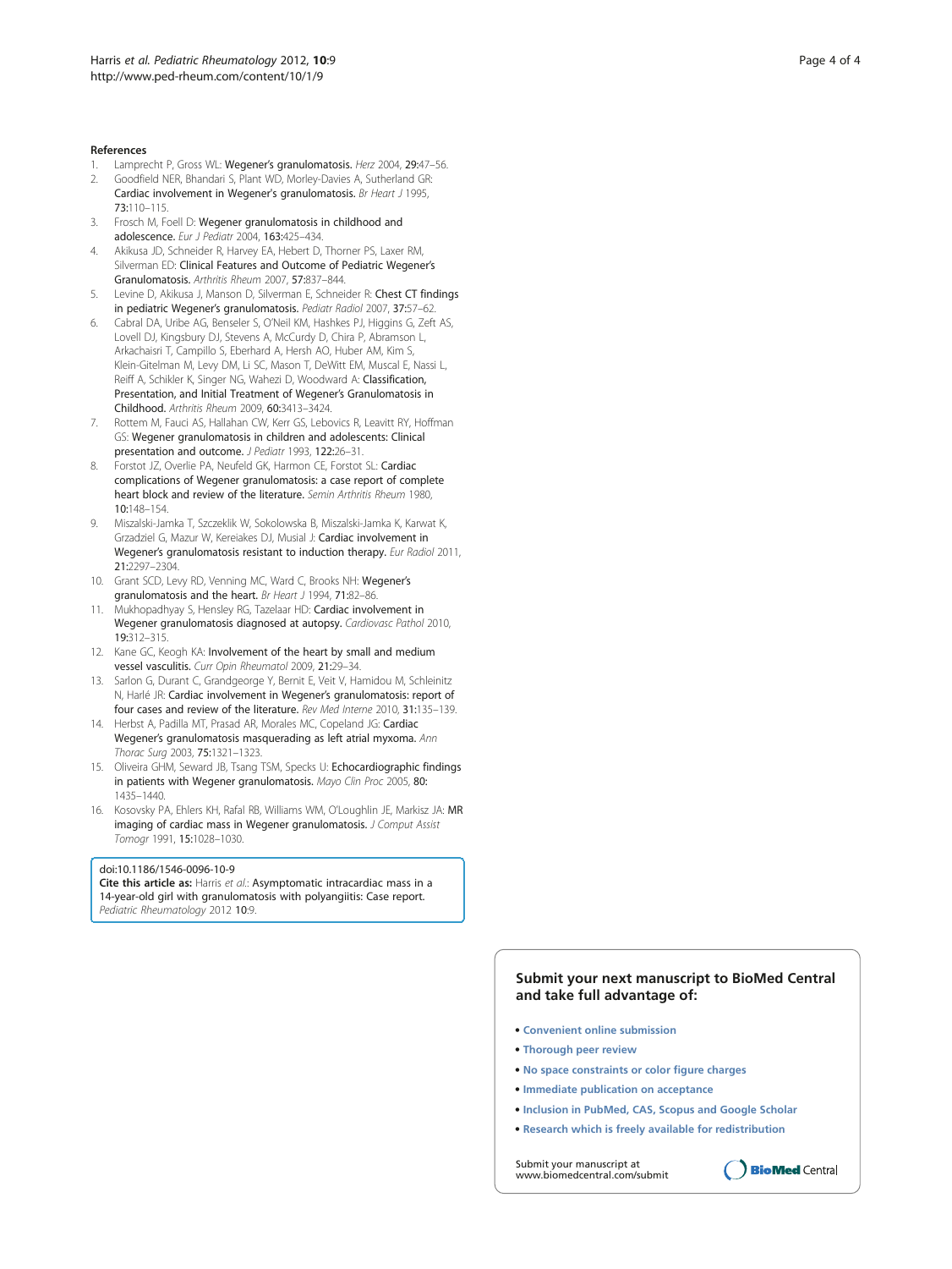## References

1. Lamprecht P, Gross WL: **Wegener's granulomatosis.** *Herz* 2004, **29**:47–56.
2. Goodfield NER, Bhandari S, Plant WD, Morley-Davies A, Sutherland GR: **Cardiac involvement in Wegener's granulomatosis.** *Br Heart J* 1995, **73**:110–115.
3. Frosch M, Foell D: **Wegener granulomatosis in childhood and adolescence.** *Eur J Pediatr* 2004, **163**:425–434.
4. Akikusa JD, Schneider R, Harvey EA, Hebert D, Thorner PS, Laxer RM, Silverman ED: **Clinical Features and Outcome of Pediatric Wegener's Granulomatosis.** *Arthritis Rheum* 2007, **57**:837–844.
5. Levine D, Akikusa J, Manson D, Silverman E, Schneider R: **Chest CT findings in pediatric Wegener's granulomatosis.** *Pediatr Radiol* 2007, **37**:57–62.
6. Cabral DA, Uribe AG, Benseler S, O'Neil KM, Hashkes PJ, Higgins G, Zeft AS, Lovell DJ, Kingsbury DJ, Stevens A, McCurdy D, Chira P, Abramson L, Arkachaisri T, Campillo S, Eberhard A, Hersh AO, Huber AM, Kim S, Klein-Gitelman M, Levy DM, Li SC, Mason T, DeWitt EM, Muscal E, Nassi L, Reiff A, Schikler K, Singer NG, Wahezi D, Woodward A: **Classification, Presentation, and Initial Treatment of Wegener's Granulomatosis in Childhood.** *Arthritis Rheum* 2009, **60**:3413–3424.
7. Rottem M, Fauci AS, Hallahan CW, Kerr GS, Lebovics R, Leavitt RY, Hoffman GS: **Wegener granulomatosis in children and adolescents: Clinical presentation and outcome.** *J Pediatr* 1993, **122**:26–31.
8. Forstot JZ, Overlie PA, Neufeld GK, Harmon CE, Forstot SL: **Cardiac complications of Wegener granulomatosis: a case report of complete heart block and review of the literature.** *Semin Arthritis Rheum* 1980, **10**:148–154.
9. Miszalski-Jamka T, Szczeklik W, Sokolowska B, Miszalski-Jamka K, Karwat K, Grzadziel G, Mazur W, Kereiakes DJ, Musial J: **Cardiac involvement in Wegener's granulomatosis resistant to induction therapy.** *Eur Radiol* 2011, **21**:2297–2304.
10. Grant SCD, Levy RD, Venning MC, Ward C, Brooks NH: **Wegener's granulomatosis and the heart.** *Br Heart J* 1994, **71**:82–86.
11. Mukhopadhyay S, Hensley RG, Tazelaar HD: **Cardiac involvement in Wegener granulomatosis diagnosed at autopsy.** *Cardiovasc Pathol* 2010, **19**:312–315.
12. Kane GC, Keogh KA: **Involvement of the heart by small and medium vessel vasculitis.** *Curr Opin Rheumatol* 2009, **21**:29–34.
13. Sarlon G, Durant C, Grandgeorge Y, Bernit E, Veit V, Hamidou M, Schleinitz N, Harlé JR: **Cardiac involvement in Wegener's granulomatosis: report of four cases and review of the literature.** *Rev Med Interne* 2010, **31**:135–139.
14. Herbst A, Padilla MT, Prasad AR, Morales MC, Copeland JG: **Cardiac Wegener's granulomatosis masquerading as left atrial myxoma.** *Ann Thorac Surg* 2003, **75**:1321–1323.
15. Oliveira GHM, Seward JB, Tsang TSM, Specks U: **Echocardiographic findings in patients with Wegener granulomatosis.** *Mayo Clin Proc* 2005, **80**:1435–1440.
16. Kosovsky PA, Ehlers KH, Rafal RB, Williams WM, O'Loughlin JE, Markisz JA: **MR imaging of cardiac mass in Wegener granulomatosis.** *J Comput Assist Tomogr* 1991, **15**:1028–1030.

doi:10.1186/1546-0096-10-9

**Cite this article as:** Harris *et al.*: Asymptomatic intracardiac mass in a 14-year-old girl with granulomatosis with polyangiitis: Case report. *Pediatric Rheumatology* 2012 **10**:9.

**Submit your next manuscript to BioMed Central and take full advantage of:**

- **Convenient online submission**
- **Thorough peer review**
- **No space constraints or color figure charges**
- **Immediate publication on acceptance**
- **Inclusion in PubMed, CAS, Scopus and Google Scholar**
- **Research which is freely available for redistribution**

Submit your manuscript at
www.biomedcentral.com/submit

BioMed Central